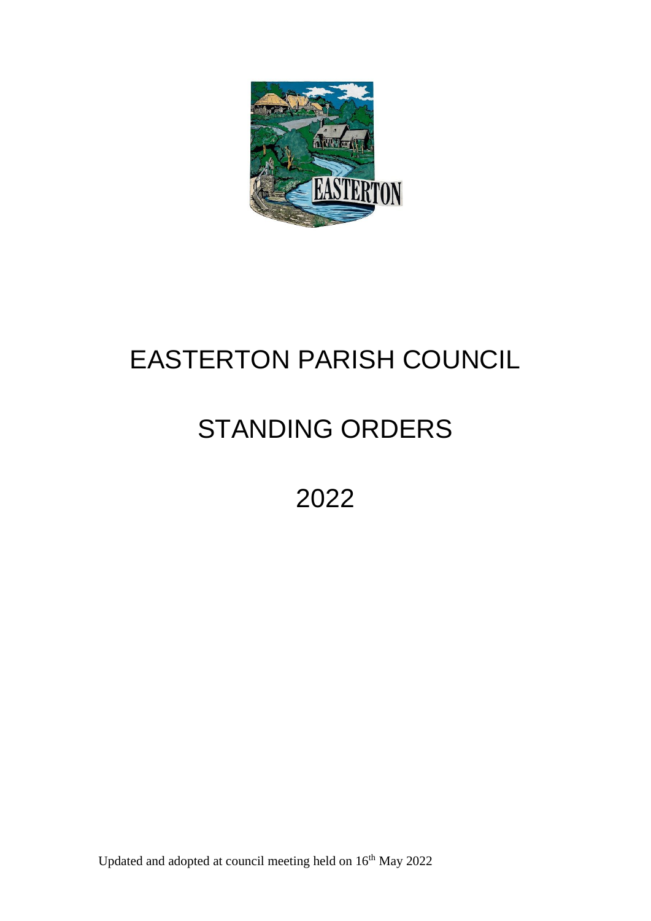# EASTERTON PARISH COUNCIL

# STANDING ORDERS

# 2022

Updated and adopted at council meeting held on 16th May 2022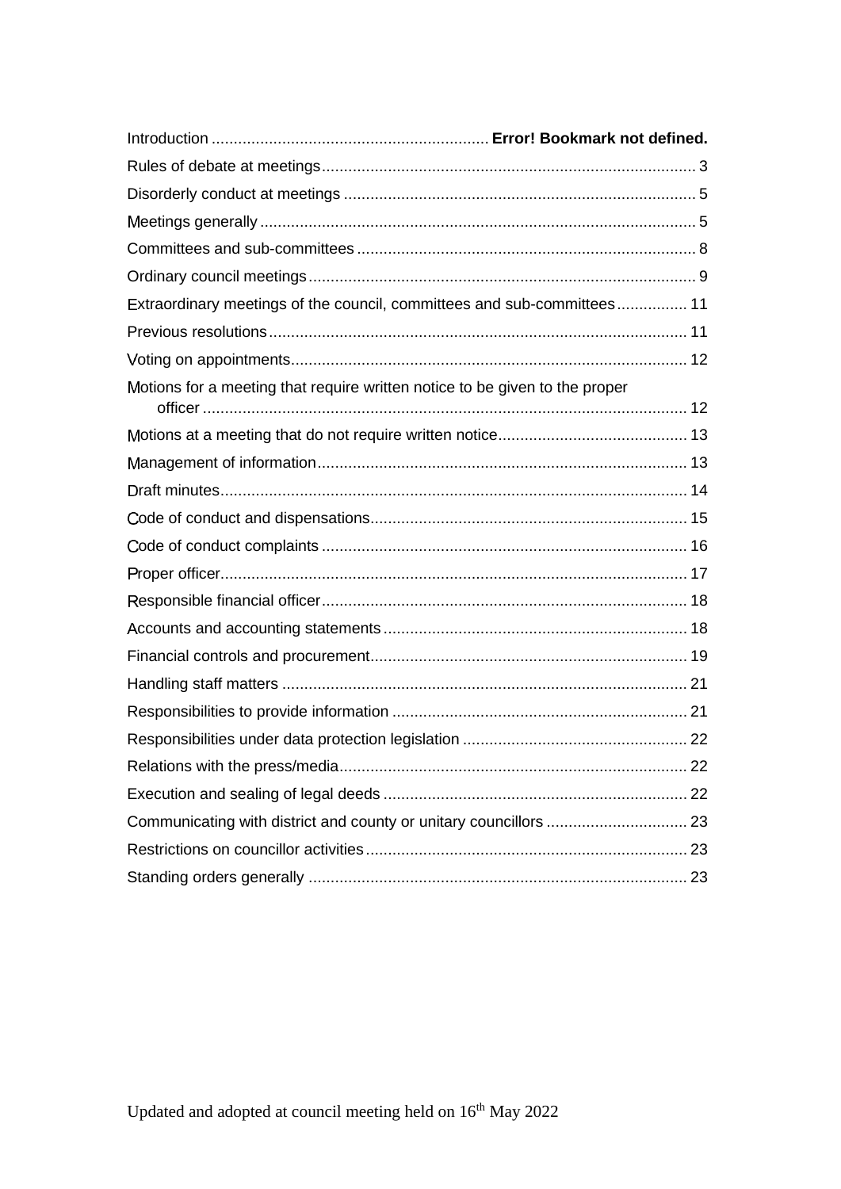Introduction .............................................................. Error! Bookmark not defined.

Rules of debate at meetings.................................................................................... 3

Disorderly conduct at meetings ............................................................................... 5

Meetings generally .................................................................................................. 5

Committees and sub-committees ............................................................................ 8

Ordinary council meetings ....................................................................................... 9

Extraordinary meetings of the council, committees and sub-committees ................ 11

Previous resolutions ............................................................................................... 11

Voting on appointments.......................................................................................... 12

Motions for a meeting that require written notice to be given to the proper officer ............................................................................................................. 12

Motions at a meeting that do not require written notice........................................... 13

Management of information.................................................................................... 13

Draft minutes.......................................................................................................... 14

Code of conduct and dispensations........................................................................ 15

Code of conduct complaints ................................................................................... 16

Proper officer.......................................................................................................... 17

Responsible financial officer................................................................................... 18

Accounts and accounting statements ..................................................................... 18

Financial controls and procurement........................................................................ 19

Handling staff matters ............................................................................................ 21

Responsibilities to provide information ................................................................... 21

Responsibilities under data protection legislation ................................................... 22

Relations with the press/media............................................................................... 22

Execution and sealing of legal deeds ..................................................................... 22

Communicating with district and county or unitary councillors ................................ 23

Restrictions on councillor activities......................................................................... 23

Standing orders generally ...................................................................................... 23

Updated and adopted at council meeting held on 16th May 2022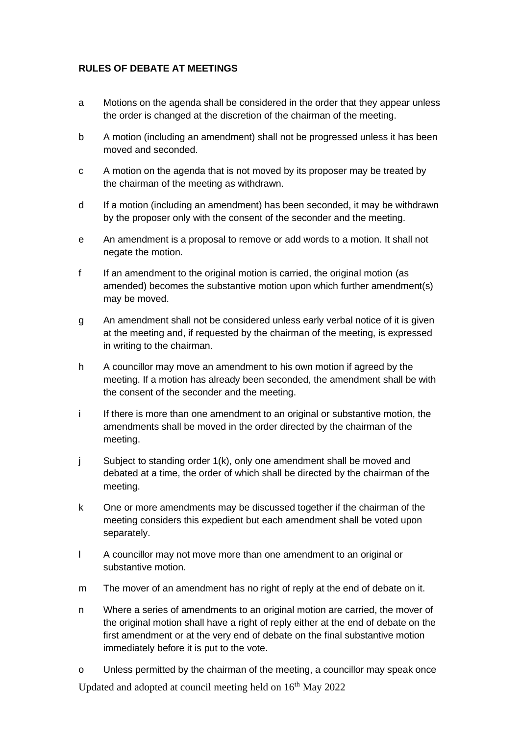**RULES OF DEBATE AT MEETINGS**

a Motions on the agenda shall be considered in the order that they appear unless the order is changed at the discretion of the chairman of the meeting.

b A motion (including an amendment) shall not be progressed unless it has been moved and seconded.

c A motion on the agenda that is not moved by its proposer may be treated by the chairman of the meeting as withdrawn.

d If a motion (including an amendment) has been seconded, it may be withdrawn by the proposer only with the consent of the seconder and the meeting.

e An amendment is a proposal to remove or add words to a motion. It shall not negate the motion.

f If an amendment to the original motion is carried, the original motion (as amended) becomes the substantive motion upon which further amendment(s) may be moved.

g An amendment shall not be considered unless early verbal notice of it is given at the meeting and, if requested by the chairman of the meeting, is expressed in writing to the chairman.

h A councillor may move an amendment to his own motion if agreed by the meeting. If a motion has already been seconded, the amendment shall be with the consent of the seconder and the meeting.

i If there is more than one amendment to an original or substantive motion, the amendments shall be moved in the order directed by the chairman of the meeting.

j Subject to standing order 1(k), only one amendment shall be moved and debated at a time, the order of which shall be directed by the chairman of the meeting.

k One or more amendments may be discussed together if the chairman of the meeting considers this expedient but each amendment shall be voted upon separately.

l A councillor may not move more than one amendment to an original or substantive motion.

m The mover of an amendment has no right of reply at the end of debate on it.

n Where a series of amendments to an original motion are carried, the mover of the original motion shall have a right of reply either at the end of debate on the first amendment or at the very end of debate on the final substantive motion immediately before it is put to the vote.

o Unless permitted by the chairman of the meeting, a councillor may speak once

Updated and adopted at council meeting held on 16th May 2022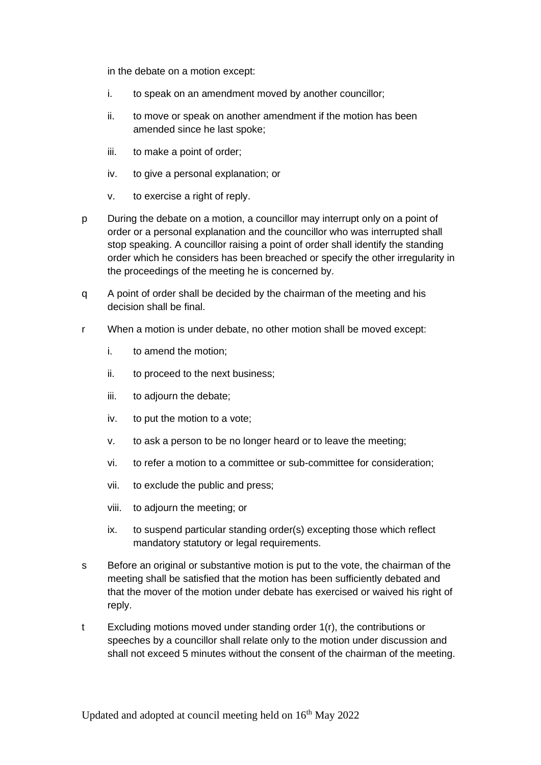in the debate on a motion except:

i. to speak on an amendment moved by another councillor;

ii. to move or speak on another amendment if the motion has been amended since he last spoke;

iii. to make a point of order;

iv. to give a personal explanation; or

v. to exercise a right of reply.

p During the debate on a motion, a councillor may interrupt only on a point of order or a personal explanation and the councillor who was interrupted shall stop speaking. A councillor raising a point of order shall identify the standing order which he considers has been breached or specify the other irregularity in the proceedings of the meeting he is concerned by.

q A point of order shall be decided by the chairman of the meeting and his decision shall be final.

r When a motion is under debate, no other motion shall be moved except:

i. to amend the motion;

ii. to proceed to the next business;

iii. to adjourn the debate;

iv. to put the motion to a vote;

v. to ask a person to be no longer heard or to leave the meeting;

vi. to refer a motion to a committee or sub-committee for consideration;

vii. to exclude the public and press;

viii. to adjourn the meeting; or

ix. to suspend particular standing order(s) excepting those which reflect mandatory statutory or legal requirements.

s Before an original or substantive motion is put to the vote, the chairman of the meeting shall be satisfied that the motion has been sufficiently debated and that the mover of the motion under debate has exercised or waived his right of reply.

t Excluding motions moved under standing order 1(r), the contributions or speeches by a councillor shall relate only to the motion under discussion and shall not exceed 5 minutes without the consent of the chairman of the meeting.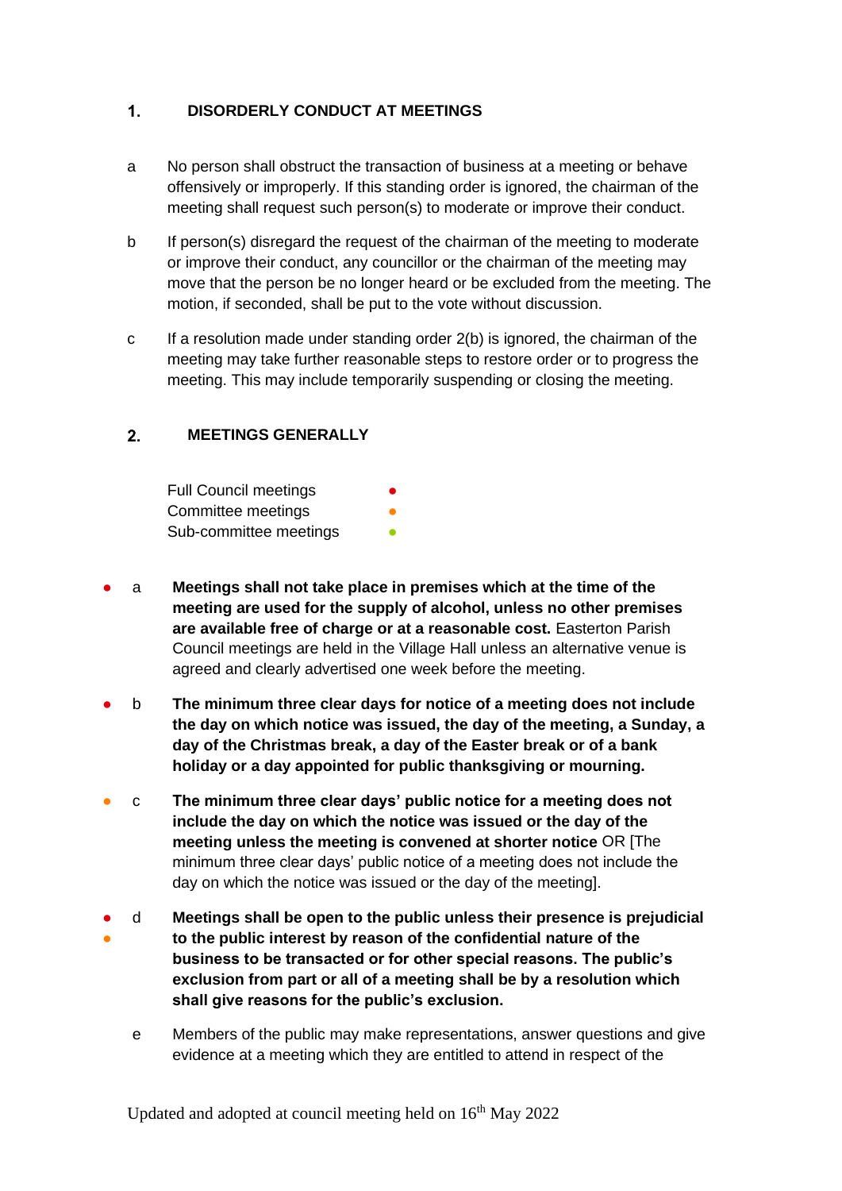## 1. DISORDERLY CONDUCT AT MEETINGS

a No person shall obstruct the transaction of business at a meeting or behave offensively or improperly. If this standing order is ignored, the chairman of the meeting shall request such person(s) to moderate or improve their conduct.

b If person(s) disregard the request of the chairman of the meeting to moderate or improve their conduct, any councillor or the chairman of the meeting may move that the person be no longer heard or be excluded from the meeting. The motion, if seconded, shall be put to the vote without discussion.

c If a resolution made under standing order 2(b) is ignored, the chairman of the meeting may take further reasonable steps to restore order or to progress the meeting. This may include temporarily suspending or closing the meeting.

## 2. MEETINGS GENERALLY

Full Council meetings ●
Committee meetings ●
Sub-committee meetings ●

● a **Meetings shall not take place in premises which at the time of the meeting are used for the supply of alcohol, unless no other premises are available free of charge or at a reasonable cost.** Easterton Parish Council meetings are held in the Village Hall unless an alternative venue is agreed and clearly advertised one week before the meeting.

● b **The minimum three clear days for notice of a meeting does not include the day on which notice was issued, the day of the meeting, a Sunday, a day of the Christmas break, a day of the Easter break or of a bank holiday or a day appointed for public thanksgiving or mourning.**

● c **The minimum three clear days' public notice for a meeting does not include the day on which the notice was issued or the day of the meeting unless the meeting is convened at shorter notice** OR [The minimum three clear days' public notice of a meeting does not include the day on which the notice was issued or the day of the meeting].

● ● d **Meetings shall be open to the public unless their presence is prejudicial to the public interest by reason of the confidential nature of the business to be transacted or for other special reasons. The public's exclusion from part or all of a meeting shall be by a resolution which shall give reasons for the public's exclusion.**

e Members of the public may make representations, answer questions and give evidence at a meeting which they are entitled to attend in respect of the

Updated and adopted at council meeting held on 16th May 2022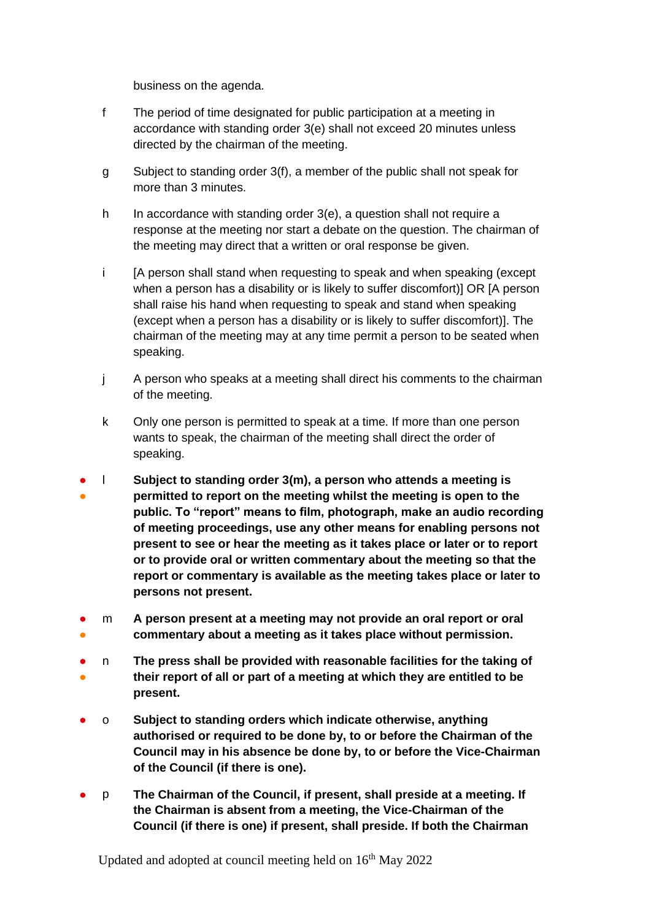business on the agenda.

f The period of time designated for public participation at a meeting in accordance with standing order 3(e) shall not exceed 20 minutes unless directed by the chairman of the meeting.

g Subject to standing order 3(f), a member of the public shall not speak for more than 3 minutes.

h In accordance with standing order 3(e), a question shall not require a response at the meeting nor start a debate on the question. The chairman of the meeting may direct that a written or oral response be given.

i [A person shall stand when requesting to speak and when speaking (except when a person has a disability or is likely to suffer discomfort)] OR [A person shall raise his hand when requesting to speak and stand when speaking (except when a person has a disability or is likely to suffer discomfort)]. The chairman of the meeting may at any time permit a person to be seated when speaking.

j A person who speaks at a meeting shall direct his comments to the chairman of the meeting.

k Only one person is permitted to speak at a time. If more than one person wants to speak, the chairman of the meeting shall direct the order of speaking.

l **Subject to standing order 3(m), a person who attends a meeting is permitted to report on the meeting whilst the meeting is open to the public. To "report" means to film, photograph, make an audio recording of meeting proceedings, use any other means for enabling persons not present to see or hear the meeting as it takes place or later or to report or to provide oral or written commentary about the meeting so that the report or commentary is available as the meeting takes place or later to persons not present.**

m **A person present at a meeting may not provide an oral report or oral commentary about a meeting as it takes place without permission.**

n **The press shall be provided with reasonable facilities for the taking of their report of all or part of a meeting at which they are entitled to be present.**

o **Subject to standing orders which indicate otherwise, anything authorised or required to be done by, to or before the Chairman of the Council may in his absence be done by, to or before the Vice-Chairman of the Council (if there is one).**

p **The Chairman of the Council, if present, shall preside at a meeting. If the Chairman is absent from a meeting, the Vice-Chairman of the Council (if there is one) if present, shall preside. If both the Chairman**

Updated and adopted at council meeting held on 16th May 2022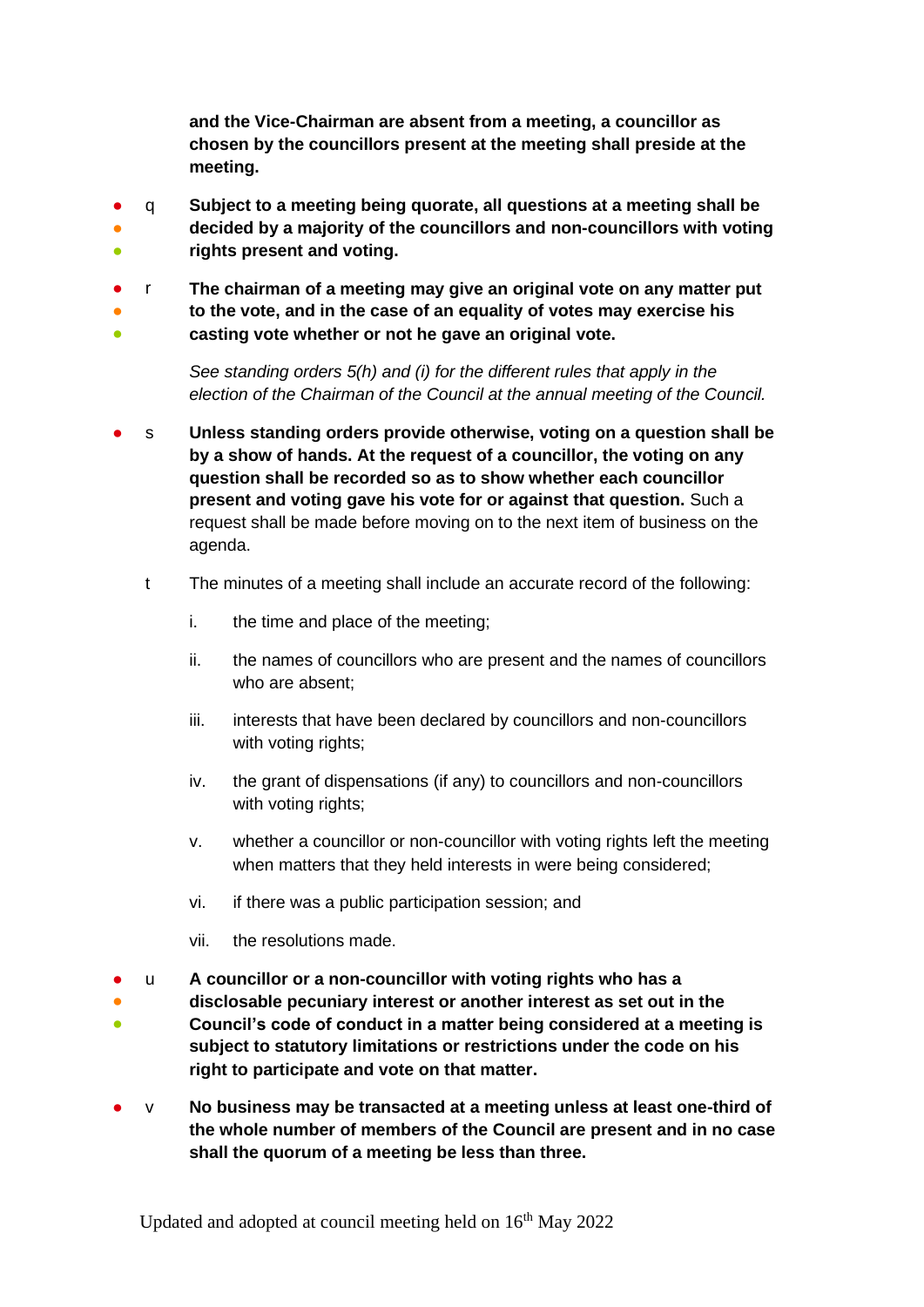**and the Vice-Chairman are absent from a meeting, a councillor as chosen by the councillors present at the meeting shall preside at the meeting.**

- ● ● ● q **Subject to a meeting being quorate, all questions at a meeting shall be decided by a majority of the councillors and non-councillors with voting rights present and voting.**

- ● ● ● r **The chairman of a meeting may give an original vote on any matter put to the vote, and in the case of an equality of votes may exercise his casting vote whether or not he gave an original vote.**

  *See standing orders 5(h) and (i) for the different rules that apply in the election of the Chairman of the Council at the annual meeting of the Council.*

- ● s **Unless standing orders provide otherwise, voting on a question shall be by a show of hands. At the request of a councillor, the voting on any question shall be recorded so as to show whether each councillor present and voting gave his vote for or against that question.** Such a request shall be made before moving on to the next item of business on the agenda.

- t The minutes of a meeting shall include an accurate record of the following:

  i. the time and place of the meeting;

  ii. the names of councillors who are present and the names of councillors who are absent;

  iii. interests that have been declared by councillors and non-councillors with voting rights;

  iv. the grant of dispensations (if any) to councillors and non-councillors with voting rights;

  v. whether a councillor or non-councillor with voting rights left the meeting when matters that they held interests in were being considered;

  vi. if there was a public participation session; and

  vii. the resolutions made.

- ● ● ● u **A councillor or a non-councillor with voting rights who has a disclosable pecuniary interest or another interest as set out in the Council's code of conduct in a matter being considered at a meeting is subject to statutory limitations or restrictions under the code on his right to participate and vote on that matter.**

- ● v **No business may be transacted at a meeting unless at least one-third of the whole number of members of the Council are present and in no case shall the quorum of a meeting be less than three.**

Updated and adopted at council meeting held on 16th May 2022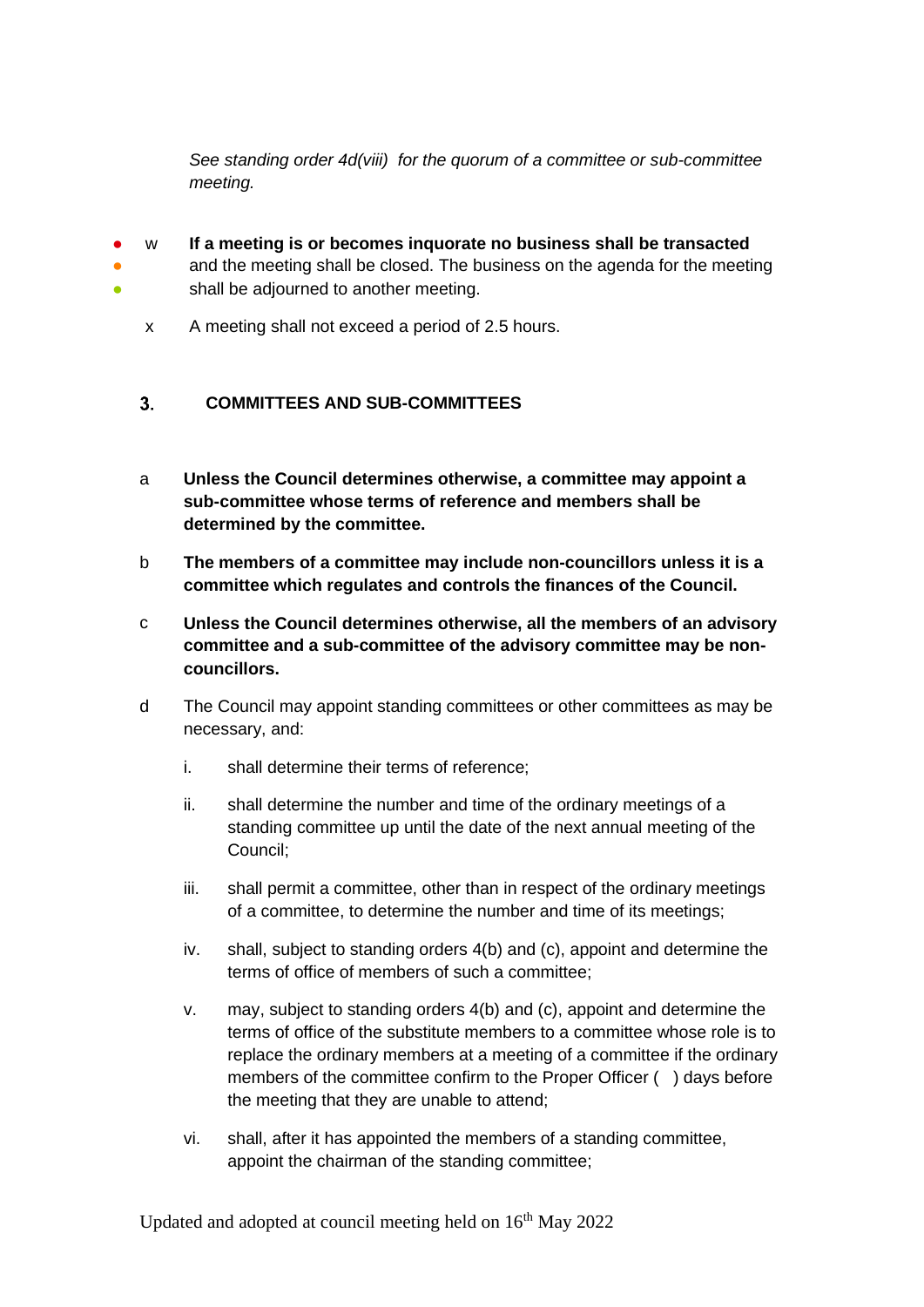*See standing order 4d(viii) for the quorum of a committee or sub-committee meeting.*

- w **If a meeting is or becomes inquorate no business shall be transacted** and the meeting shall be closed. The business on the agenda for the meeting shall be adjourned to another meeting.

x A meeting shall not exceed a period of 2.5 hours.

## 3. COMMITTEES AND SUB-COMMITTEES

a **Unless the Council determines otherwise, a committee may appoint a sub-committee whose terms of reference and members shall be determined by the committee.**

b **The members of a committee may include non-councillors unless it is a committee which regulates and controls the finances of the Council.**

c **Unless the Council determines otherwise, all the members of an advisory committee and a sub-committee of the advisory committee may be non-councillors.**

d The Council may appoint standing committees or other committees as may be necessary, and:

i. shall determine their terms of reference;

ii. shall determine the number and time of the ordinary meetings of a standing committee up until the date of the next annual meeting of the Council;

iii. shall permit a committee, other than in respect of the ordinary meetings of a committee, to determine the number and time of its meetings;

iv. shall, subject to standing orders 4(b) and (c), appoint and determine the terms of office of members of such a committee;

v. may, subject to standing orders 4(b) and (c), appoint and determine the terms of office of the substitute members to a committee whose role is to replace the ordinary members at a meeting of a committee if the ordinary members of the committee confirm to the Proper Officer ( ) days before the meeting that they are unable to attend;

vi. shall, after it has appointed the members of a standing committee, appoint the chairman of the standing committee;

Updated and adopted at council meeting held on 16th May 2022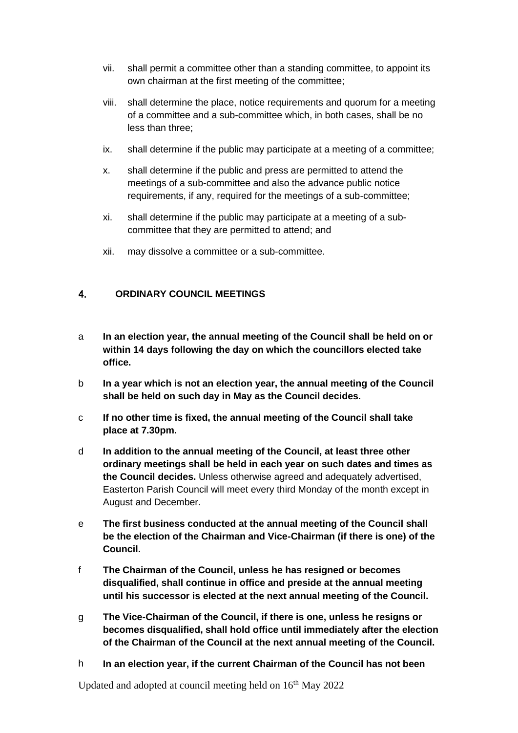vii. shall permit a committee other than a standing committee, to appoint its own chairman at the first meeting of the committee;

viii. shall determine the place, notice requirements and quorum for a meeting of a committee and a sub-committee which, in both cases, shall be no less than three;

ix. shall determine if the public may participate at a meeting of a committee;

x. shall determine if the public and press are permitted to attend the meetings of a sub-committee and also the advance public notice requirements, if any, required for the meetings of a sub-committee;

xi. shall determine if the public may participate at a meeting of a sub-committee that they are permitted to attend; and

xii. may dissolve a committee or a sub-committee.

## 4. ORDINARY COUNCIL MEETINGS

a **In an election year, the annual meeting of the Council shall be held on or within 14 days following the day on which the councillors elected take office.**

b **In a year which is not an election year, the annual meeting of the Council shall be held on such day in May as the Council decides.**

c **If no other time is fixed, the annual meeting of the Council shall take place at 7.30pm.**

d **In addition to the annual meeting of the Council, at least three other ordinary meetings shall be held in each year on such dates and times as the Council decides.** Unless otherwise agreed and adequately advertised, Easterton Parish Council will meet every third Monday of the month except in August and December.

e **The first business conducted at the annual meeting of the Council shall be the election of the Chairman and Vice-Chairman (if there is one) of the Council.**

f **The Chairman of the Council, unless he has resigned or becomes disqualified, shall continue in office and preside at the annual meeting until his successor is elected at the next annual meeting of the Council.**

g **The Vice-Chairman of the Council, if there is one, unless he resigns or becomes disqualified, shall hold office until immediately after the election of the Chairman of the Council at the next annual meeting of the Council.**

h **In an election year, if the current Chairman of the Council has not been**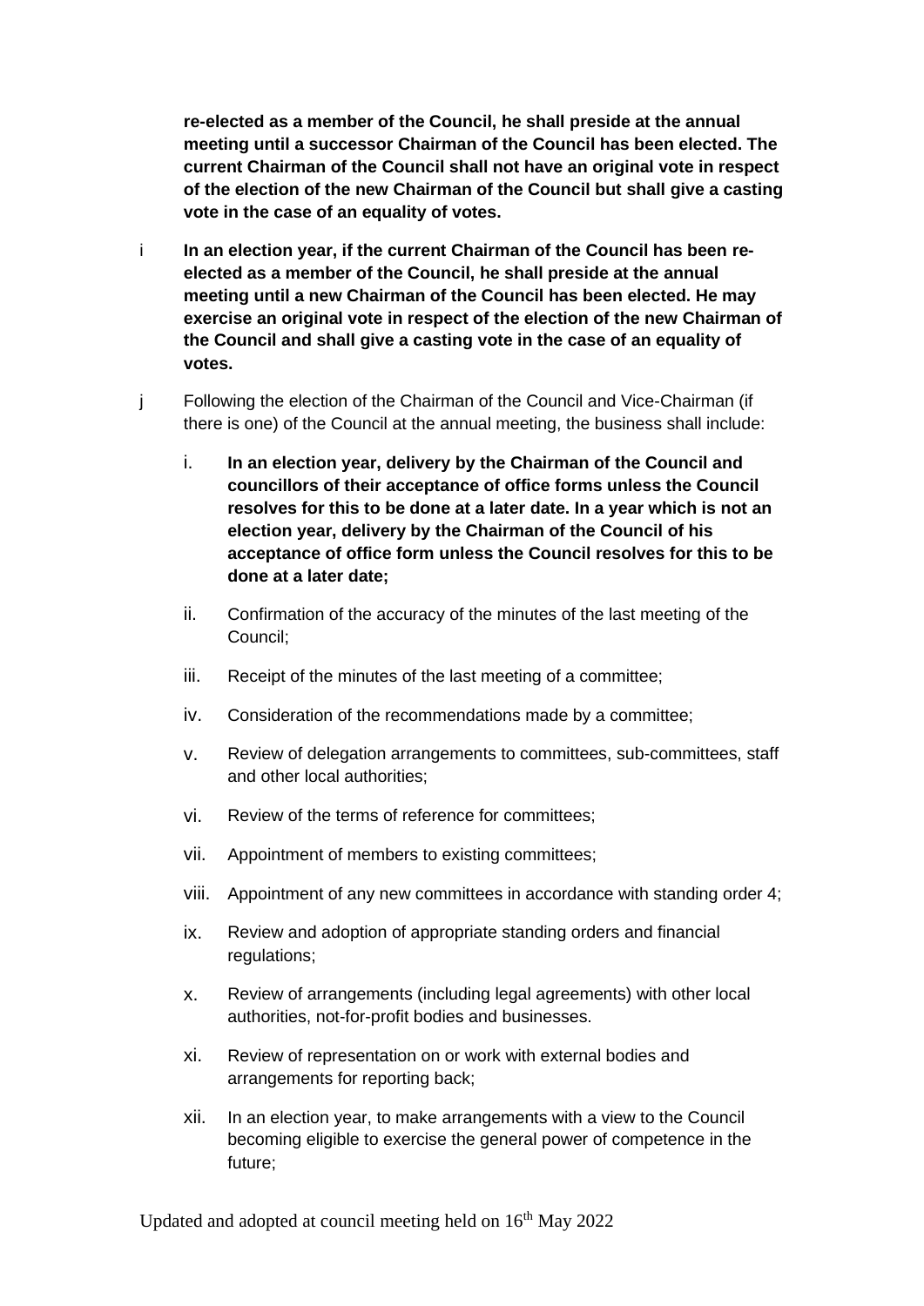**re-elected as a member of the Council, he shall preside at the annual meeting until a successor Chairman of the Council has been elected. The current Chairman of the Council shall not have an original vote in respect of the election of the new Chairman of the Council but shall give a casting vote in the case of an equality of votes.**

i **In an election year, if the current Chairman of the Council has been re-elected as a member of the Council, he shall preside at the annual meeting until a new Chairman of the Council has been elected. He may exercise an original vote in respect of the election of the new Chairman of the Council and shall give a casting vote in the case of an equality of votes.**

j Following the election of the Chairman of the Council and Vice-Chairman (if there is one) of the Council at the annual meeting, the business shall include:

i. **In an election year, delivery by the Chairman of the Council and councillors of their acceptance of office forms unless the Council resolves for this to be done at a later date. In a year which is not an election year, delivery by the Chairman of the Council of his acceptance of office form unless the Council resolves for this to be done at a later date;**

ii. Confirmation of the accuracy of the minutes of the last meeting of the Council;

iii. Receipt of the minutes of the last meeting of a committee;

iv. Consideration of the recommendations made by a committee;

v. Review of delegation arrangements to committees, sub-committees, staff and other local authorities;

vi. Review of the terms of reference for committees;

vii. Appointment of members to existing committees;

viii. Appointment of any new committees in accordance with standing order 4;

ix. Review and adoption of appropriate standing orders and financial regulations;

x. Review of arrangements (including legal agreements) with other local authorities, not-for-profit bodies and businesses.

xi. Review of representation on or work with external bodies and arrangements for reporting back;

xii. In an election year, to make arrangements with a view to the Council becoming eligible to exercise the general power of competence in the future;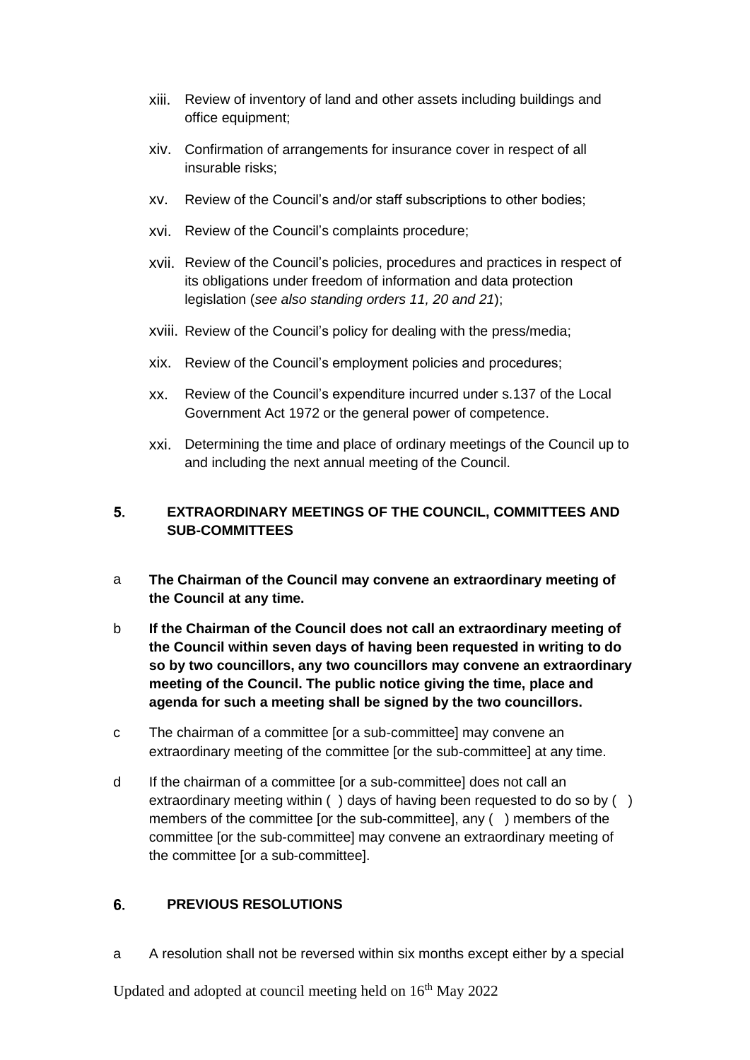xiii. Review of inventory of land and other assets including buildings and office equipment;

xiv. Confirmation of arrangements for insurance cover in respect of all insurable risks;

xv. Review of the Council's and/or staff subscriptions to other bodies;

xvi. Review of the Council's complaints procedure;

xvii. Review of the Council's policies, procedures and practices in respect of its obligations under freedom of information and data protection legislation (*see also standing orders 11, 20 and 21*);

xviii. Review of the Council's policy for dealing with the press/media;

xix. Review of the Council's employment policies and procedures;

xx. Review of the Council's expenditure incurred under s.137 of the Local Government Act 1972 or the general power of competence.

xxi. Determining the time and place of ordinary meetings of the Council up to and including the next annual meeting of the Council.

## 5. EXTRAORDINARY MEETINGS OF THE COUNCIL, COMMITTEES AND SUB-COMMITTEES

a **The Chairman of the Council may convene an extraordinary meeting of the Council at any time.**

b **If the Chairman of the Council does not call an extraordinary meeting of the Council within seven days of having been requested in writing to do so by two councillors, any two councillors may convene an extraordinary meeting of the Council. The public notice giving the time, place and agenda for such a meeting shall be signed by the two councillors.**

c The chairman of a committee [or a sub-committee] may convene an extraordinary meeting of the committee [or the sub-committee] at any time.

d If the chairman of a committee [or a sub-committee] does not call an extraordinary meeting within ( ) days of having been requested to do so by ( ) members of the committee [or the sub-committee], any ( ) members of the committee [or the sub-committee] may convene an extraordinary meeting of the committee [or a sub-committee].

## 6. PREVIOUS RESOLUTIONS

a A resolution shall not be reversed within six months except either by a special

Updated and adopted at council meeting held on 16th May 2022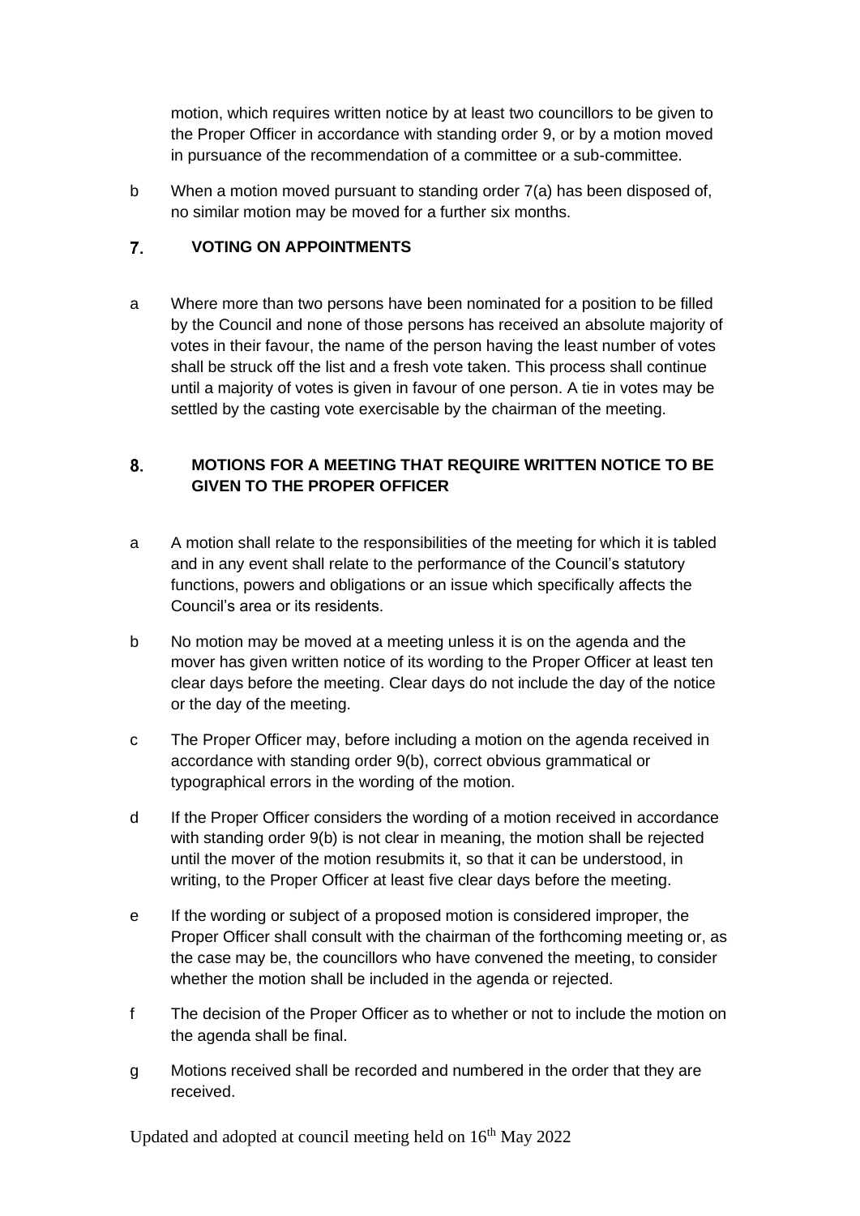motion, which requires written notice by at least two councillors to be given to the Proper Officer in accordance with standing order 9, or by a motion moved in pursuance of the recommendation of a committee or a sub-committee.

b When a motion moved pursuant to standing order 7(a) has been disposed of, no similar motion may be moved for a further six months.

## 7. VOTING ON APPOINTMENTS

a Where more than two persons have been nominated for a position to be filled by the Council and none of those persons has received an absolute majority of votes in their favour, the name of the person having the least number of votes shall be struck off the list and a fresh vote taken. This process shall continue until a majority of votes is given in favour of one person. A tie in votes may be settled by the casting vote exercisable by the chairman of the meeting.

## 8. MOTIONS FOR A MEETING THAT REQUIRE WRITTEN NOTICE TO BE GIVEN TO THE PROPER OFFICER

a A motion shall relate to the responsibilities of the meeting for which it is tabled and in any event shall relate to the performance of the Council's statutory functions, powers and obligations or an issue which specifically affects the Council's area or its residents.

b No motion may be moved at a meeting unless it is on the agenda and the mover has given written notice of its wording to the Proper Officer at least ten clear days before the meeting. Clear days do not include the day of the notice or the day of the meeting.

c The Proper Officer may, before including a motion on the agenda received in accordance with standing order 9(b), correct obvious grammatical or typographical errors in the wording of the motion.

d If the Proper Officer considers the wording of a motion received in accordance with standing order 9(b) is not clear in meaning, the motion shall be rejected until the mover of the motion resubmits it, so that it can be understood, in writing, to the Proper Officer at least five clear days before the meeting.

e If the wording or subject of a proposed motion is considered improper, the Proper Officer shall consult with the chairman of the forthcoming meeting or, as the case may be, the councillors who have convened the meeting, to consider whether the motion shall be included in the agenda or rejected.

f The decision of the Proper Officer as to whether or not to include the motion on the agenda shall be final.

g Motions received shall be recorded and numbered in the order that they are received.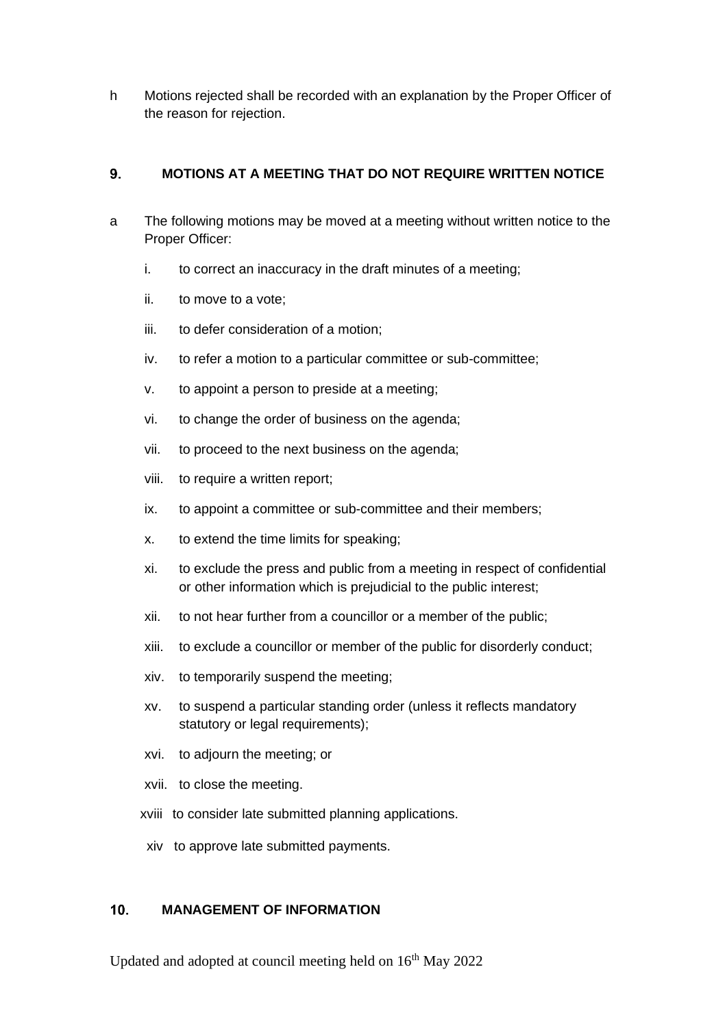h Motions rejected shall be recorded with an explanation by the Proper Officer of the reason for rejection.

## 9. MOTIONS AT A MEETING THAT DO NOT REQUIRE WRITTEN NOTICE

a The following motions may be moved at a meeting without written notice to the Proper Officer:

- i. to correct an inaccuracy in the draft minutes of a meeting;
- ii. to move to a vote;
- iii. to defer consideration of a motion;
- iv. to refer a motion to a particular committee or sub-committee;
- v. to appoint a person to preside at a meeting;
- vi. to change the order of business on the agenda;
- vii. to proceed to the next business on the agenda;
- viii. to require a written report;
- ix. to appoint a committee or sub-committee and their members;
- x. to extend the time limits for speaking;
- xi. to exclude the press and public from a meeting in respect of confidential or other information which is prejudicial to the public interest;
- xii. to not hear further from a councillor or a member of the public;
- xiii. to exclude a councillor or member of the public for disorderly conduct;
- xiv. to temporarily suspend the meeting;
- xv. to suspend a particular standing order (unless it reflects mandatory statutory or legal requirements);
- xvi. to adjourn the meeting; or
- xvii. to close the meeting.
- xviii to consider late submitted planning applications.
- xiv to approve late submitted payments.

## 10. MANAGEMENT OF INFORMATION

Updated and adopted at council meeting held on 16th May 2022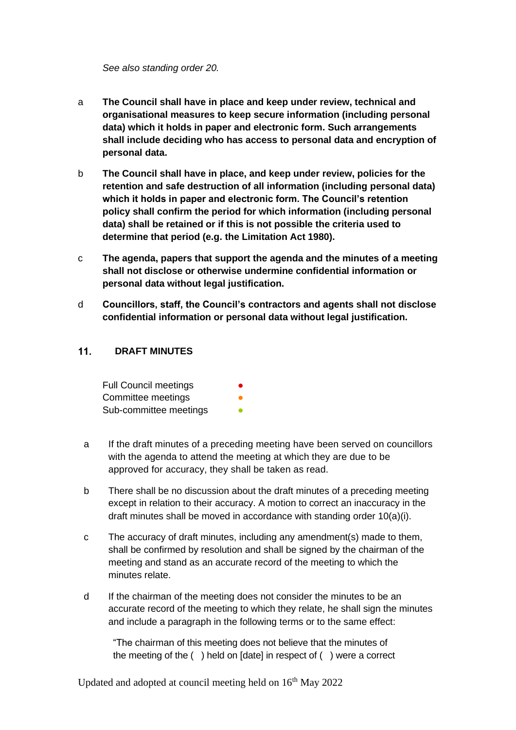*See also standing order 20.*

a **The Council shall have in place and keep under review, technical and organisational measures to keep secure information (including personal data) which it holds in paper and electronic form. Such arrangements shall include deciding who has access to personal data and encryption of personal data.**

b **The Council shall have in place, and keep under review, policies for the retention and safe destruction of all information (including personal data) which it holds in paper and electronic form. The Council's retention policy shall confirm the period for which information (including personal data) shall be retained or if this is not possible the criteria used to determine that period (e.g. the Limitation Act 1980).**

c **The agenda, papers that support the agenda and the minutes of a meeting shall not disclose or otherwise undermine confidential information or personal data without legal justification.**

d **Councillors, staff, the Council's contractors and agents shall not disclose confidential information or personal data without legal justification.**

## 11. DRAFT MINUTES

Full Council meetings ●
Committee meetings ●
Sub-committee meetings ●

a If the draft minutes of a preceding meeting have been served on councillors with the agenda to attend the meeting at which they are due to be approved for accuracy, they shall be taken as read.

b There shall be no discussion about the draft minutes of a preceding meeting except in relation to their accuracy. A motion to correct an inaccuracy in the draft minutes shall be moved in accordance with standing order 10(a)(i).

c The accuracy of draft minutes, including any amendment(s) made to them, shall be confirmed by resolution and shall be signed by the chairman of the meeting and stand as an accurate record of the meeting to which the minutes relate.

d If the chairman of the meeting does not consider the minutes to be an accurate record of the meeting to which they relate, he shall sign the minutes and include a paragraph in the following terms or to the same effect:

"The chairman of this meeting does not believe that the minutes of the meeting of the ( ) held on [date] in respect of ( ) were a correct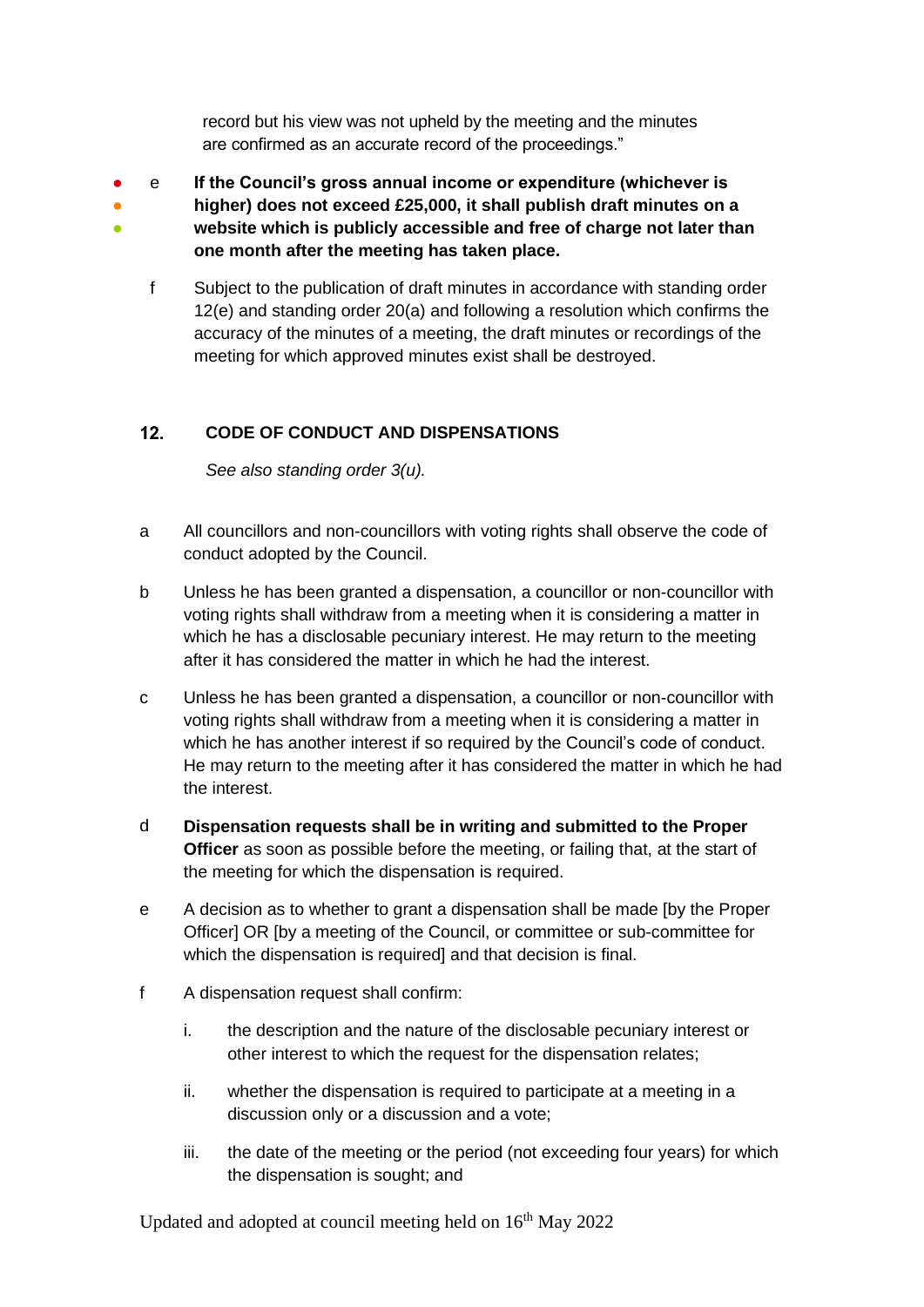record but his view was not upheld by the meeting and the minutes are confirmed as an accurate record of the proceedings."

e **If the Council's gross annual income or expenditure (whichever is higher) does not exceed £25,000, it shall publish draft minutes on a website which is publicly accessible and free of charge not later than one month after the meeting has taken place.**

f Subject to the publication of draft minutes in accordance with standing order 12(e) and standing order 20(a) and following a resolution which confirms the accuracy of the minutes of a meeting, the draft minutes or recordings of the meeting for which approved minutes exist shall be destroyed.

## 12. CODE OF CONDUCT AND DISPENSATIONS

*See also standing order 3(u).*

a All councillors and non-councillors with voting rights shall observe the code of conduct adopted by the Council.

b Unless he has been granted a dispensation, a councillor or non-councillor with voting rights shall withdraw from a meeting when it is considering a matter in which he has a disclosable pecuniary interest. He may return to the meeting after it has considered the matter in which he had the interest.

c Unless he has been granted a dispensation, a councillor or non-councillor with voting rights shall withdraw from a meeting when it is considering a matter in which he has another interest if so required by the Council's code of conduct. He may return to the meeting after it has considered the matter in which he had the interest.

d **Dispensation requests shall be in writing and submitted to the Proper Officer** as soon as possible before the meeting, or failing that, at the start of the meeting for which the dispensation is required.

e A decision as to whether to grant a dispensation shall be made [by the Proper Officer] OR [by a meeting of the Council, or committee or sub-committee for which the dispensation is required] and that decision is final.

f A dispensation request shall confirm:

i. the description and the nature of the disclosable pecuniary interest or other interest to which the request for the dispensation relates;

ii. whether the dispensation is required to participate at a meeting in a discussion only or a discussion and a vote;

iii. the date of the meeting or the period (not exceeding four years) for which the dispensation is sought; and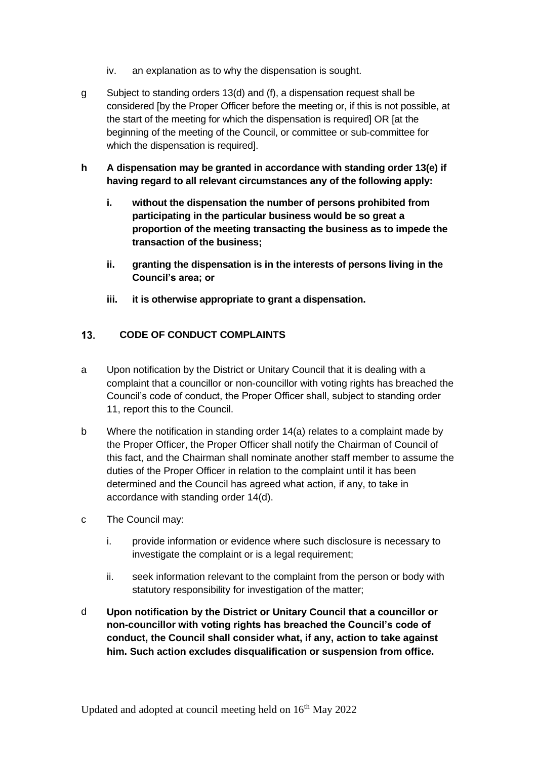iv. an explanation as to why the dispensation is sought.

g Subject to standing orders 13(d) and (f), a dispensation request shall be considered [by the Proper Officer before the meeting or, if this is not possible, at the start of the meeting for which the dispensation is required] OR [at the beginning of the meeting of the Council, or committee or sub-committee for which the dispensation is required].

**h A dispensation may be granted in accordance with standing order 13(e) if having regard to all relevant circumstances any of the following apply:**

**i. without the dispensation the number of persons prohibited from participating in the particular business would be so great a proportion of the meeting transacting the business as to impede the transaction of the business;**

**ii. granting the dispensation is in the interests of persons living in the Council's area; or**

**iii. it is otherwise appropriate to grant a dispensation.**

## 13. CODE OF CONDUCT COMPLAINTS

a Upon notification by the District or Unitary Council that it is dealing with a complaint that a councillor or non-councillor with voting rights has breached the Council's code of conduct, the Proper Officer shall, subject to standing order 11, report this to the Council.

b Where the notification in standing order 14(a) relates to a complaint made by the Proper Officer, the Proper Officer shall notify the Chairman of Council of this fact, and the Chairman shall nominate another staff member to assume the duties of the Proper Officer in relation to the complaint until it has been determined and the Council has agreed what action, if any, to take in accordance with standing order 14(d).

c The Council may:

i. provide information or evidence where such disclosure is necessary to investigate the complaint or is a legal requirement;

ii. seek information relevant to the complaint from the person or body with statutory responsibility for investigation of the matter;

d **Upon notification by the District or Unitary Council that a councillor or non-councillor with voting rights has breached the Council's code of conduct, the Council shall consider what, if any, action to take against him. Such action excludes disqualification or suspension from office.**

Updated and adopted at council meeting held on 16th May 2022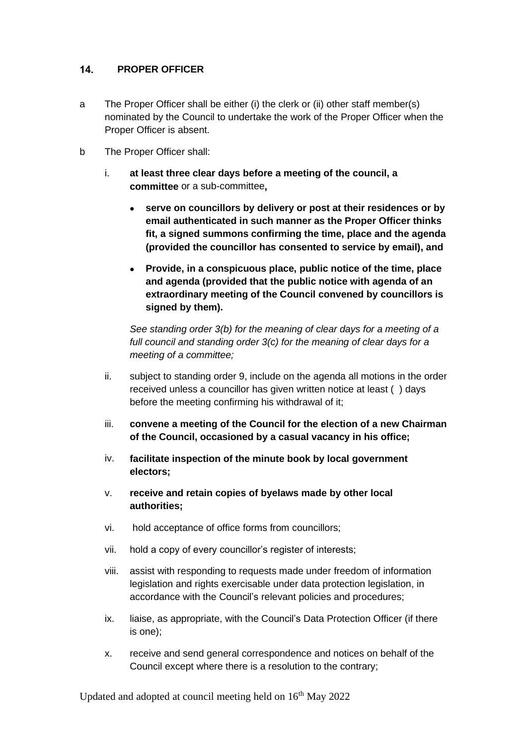## 14. PROPER OFFICER

a The Proper Officer shall be either (i) the clerk or (ii) other staff member(s) nominated by the Council to undertake the work of the Proper Officer when the Proper Officer is absent.

b The Proper Officer shall:

i. **at least three clear days before a meeting of the council, a committee** or a sub-committee**,**

- **serve on councillors by delivery or post at their residences or by email authenticated in such manner as the Proper Officer thinks fit, a signed summons confirming the time, place and the agenda (provided the councillor has consented to service by email), and**
- **Provide, in a conspicuous place, public notice of the time, place and agenda (provided that the public notice with agenda of an extraordinary meeting of the Council convened by councillors is signed by them).**

*See standing order 3(b) for the meaning of clear days for a meeting of a full council and standing order 3(c) for the meaning of clear days for a meeting of a committee;*

ii. subject to standing order 9, include on the agenda all motions in the order received unless a councillor has given written notice at least ( ) days before the meeting confirming his withdrawal of it;

iii. **convene a meeting of the Council for the election of a new Chairman of the Council, occasioned by a casual vacancy in his office;**

iv. **facilitate inspection of the minute book by local government electors;**

v. **receive and retain copies of byelaws made by other local authorities;**

vi. hold acceptance of office forms from councillors;

vii. hold a copy of every councillor's register of interests;

viii. assist with responding to requests made under freedom of information legislation and rights exercisable under data protection legislation, in accordance with the Council's relevant policies and procedures;

ix. liaise, as appropriate, with the Council's Data Protection Officer (if there is one);

x. receive and send general correspondence and notices on behalf of the Council except where there is a resolution to the contrary;

Updated and adopted at council meeting held on 16th May 2022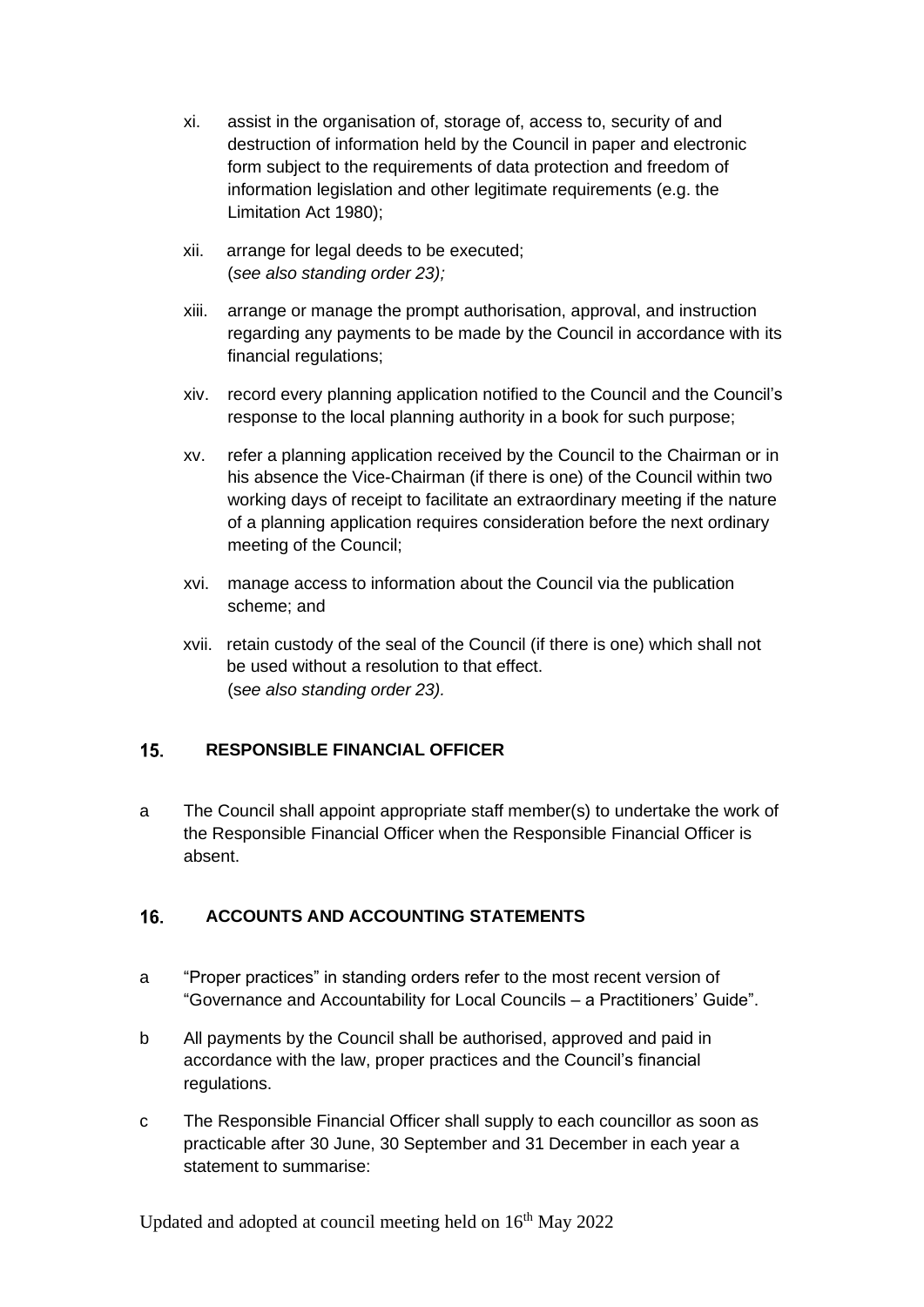xi. assist in the organisation of, storage of, access to, security of and destruction of information held by the Council in paper and electronic form subject to the requirements of data protection and freedom of information legislation and other legitimate requirements (e.g. the Limitation Act 1980);

xii. arrange for legal deeds to be executed;
(*see also standing order 23);*

xiii. arrange or manage the prompt authorisation, approval, and instruction regarding any payments to be made by the Council in accordance with its financial regulations;

xiv. record every planning application notified to the Council and the Council's response to the local planning authority in a book for such purpose;

xv. refer a planning application received by the Council to the Chairman or in his absence the Vice-Chairman (if there is one) of the Council within two working days of receipt to facilitate an extraordinary meeting if the nature of a planning application requires consideration before the next ordinary meeting of the Council;

xvi. manage access to information about the Council via the publication scheme; and

xvii. retain custody of the seal of the Council (if there is one) which shall not be used without a resolution to that effect.
(*see also standing order 23).*

## 15. RESPONSIBLE FINANCIAL OFFICER

a The Council shall appoint appropriate staff member(s) to undertake the work of the Responsible Financial Officer when the Responsible Financial Officer is absent.

## 16. ACCOUNTS AND ACCOUNTING STATEMENTS

a "Proper practices" in standing orders refer to the most recent version of "Governance and Accountability for Local Councils – a Practitioners' Guide".

b All payments by the Council shall be authorised, approved and paid in accordance with the law, proper practices and the Council's financial regulations.

c The Responsible Financial Officer shall supply to each councillor as soon as practicable after 30 June, 30 September and 31 December in each year a statement to summarise: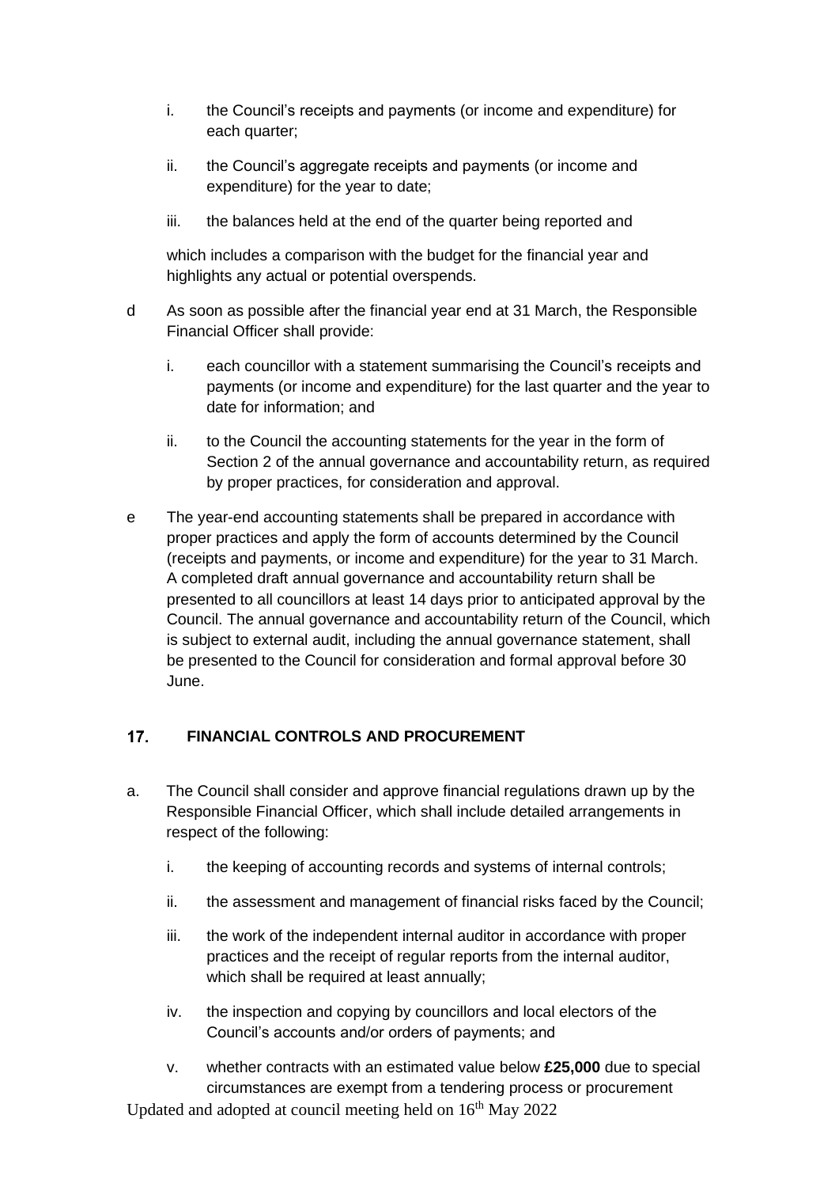i. the Council's receipts and payments (or income and expenditure) for each quarter;

ii. the Council's aggregate receipts and payments (or income and expenditure) for the year to date;

iii. the balances held at the end of the quarter being reported and

which includes a comparison with the budget for the financial year and highlights any actual or potential overspends.

d As soon as possible after the financial year end at 31 March, the Responsible Financial Officer shall provide:

i. each councillor with a statement summarising the Council's receipts and payments (or income and expenditure) for the last quarter and the year to date for information; and

ii. to the Council the accounting statements for the year in the form of Section 2 of the annual governance and accountability return, as required by proper practices, for consideration and approval.

e The year-end accounting statements shall be prepared in accordance with proper practices and apply the form of accounts determined by the Council (receipts and payments, or income and expenditure) for the year to 31 March. A completed draft annual governance and accountability return shall be presented to all councillors at least 14 days prior to anticipated approval by the Council. The annual governance and accountability return of the Council, which is subject to external audit, including the annual governance statement, shall be presented to the Council for consideration and formal approval before 30 June.

## 17. FINANCIAL CONTROLS AND PROCUREMENT

a. The Council shall consider and approve financial regulations drawn up by the Responsible Financial Officer, which shall include detailed arrangements in respect of the following:

i. the keeping of accounting records and systems of internal controls;

ii. the assessment and management of financial risks faced by the Council;

iii. the work of the independent internal auditor in accordance with proper practices and the receipt of regular reports from the internal auditor, which shall be required at least annually;

iv. the inspection and copying by councillors and local electors of the Council's accounts and/or orders of payments; and

v. whether contracts with an estimated value below **£25,000** due to special circumstances are exempt from a tendering process or procurement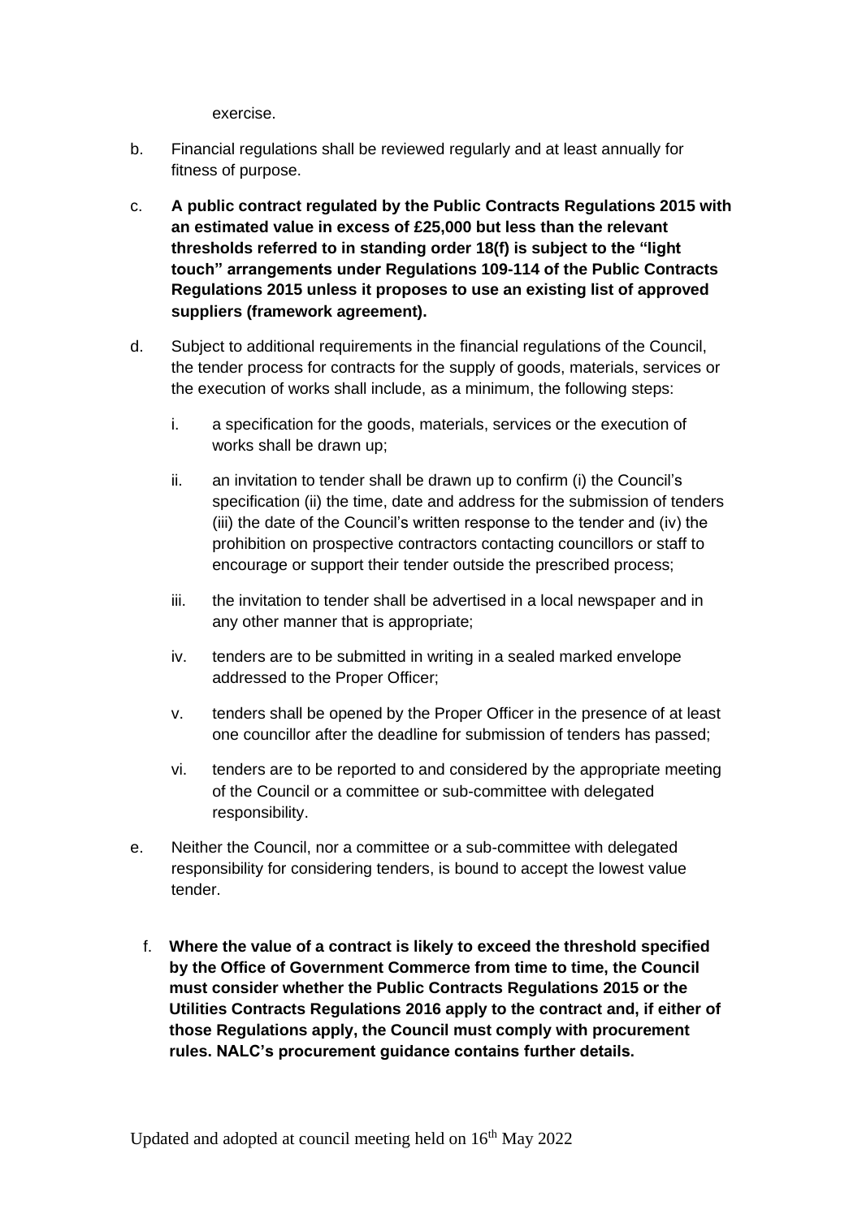exercise.

b. Financial regulations shall be reviewed regularly and at least annually for fitness of purpose.

c. **A public contract regulated by the Public Contracts Regulations 2015 with an estimated value in excess of £25,000 but less than the relevant thresholds referred to in standing order 18(f) is subject to the "light touch" arrangements under Regulations 109-114 of the Public Contracts Regulations 2015 unless it proposes to use an existing list of approved suppliers (framework agreement).**

d. Subject to additional requirements in the financial regulations of the Council, the tender process for contracts for the supply of goods, materials, services or the execution of works shall include, as a minimum, the following steps:

   i. a specification for the goods, materials, services or the execution of works shall be drawn up;

   ii. an invitation to tender shall be drawn up to confirm (i) the Council's specification (ii) the time, date and address for the submission of tenders (iii) the date of the Council's written response to the tender and (iv) the prohibition on prospective contractors contacting councillors or staff to encourage or support their tender outside the prescribed process;

   iii. the invitation to tender shall be advertised in a local newspaper and in any other manner that is appropriate;

   iv. tenders are to be submitted in writing in a sealed marked envelope addressed to the Proper Officer;

   v. tenders shall be opened by the Proper Officer in the presence of at least one councillor after the deadline for submission of tenders has passed;

   vi. tenders are to be reported to and considered by the appropriate meeting of the Council or a committee or sub-committee with delegated responsibility.

e. Neither the Council, nor a committee or a sub-committee with delegated responsibility for considering tenders, is bound to accept the lowest value tender.

f. **Where the value of a contract is likely to exceed the threshold specified by the Office of Government Commerce from time to time, the Council must consider whether the Public Contracts Regulations 2015 or the Utilities Contracts Regulations 2016 apply to the contract and, if either of those Regulations apply, the Council must comply with procurement rules. NALC's procurement guidance contains further details.**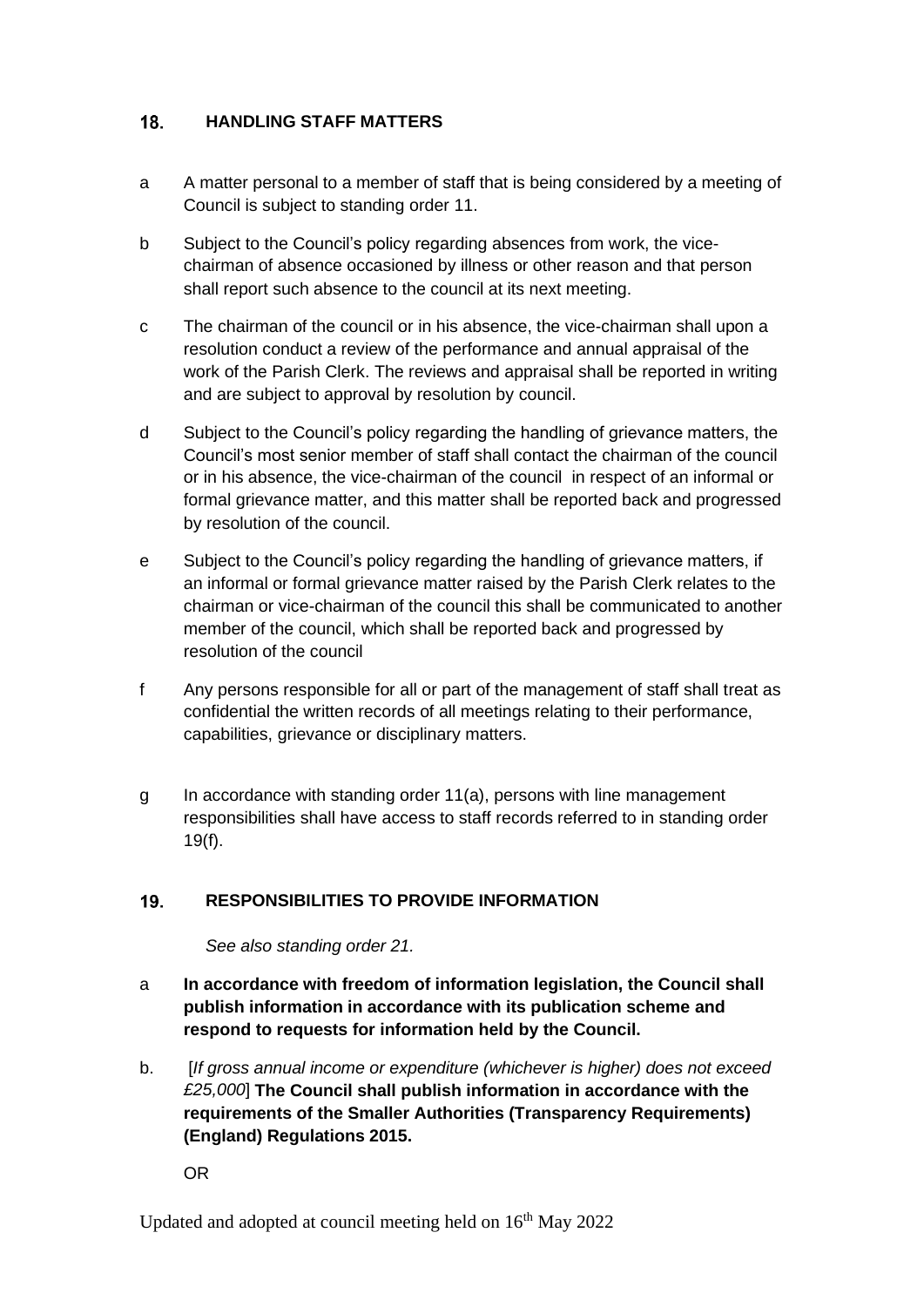## 18. HANDLING STAFF MATTERS

a A matter personal to a member of staff that is being considered by a meeting of Council is subject to standing order 11.

b Subject to the Council's policy regarding absences from work, the vice-chairman of absence occasioned by illness or other reason and that person shall report such absence to the council at its next meeting.

c The chairman of the council or in his absence, the vice-chairman shall upon a resolution conduct a review of the performance and annual appraisal of the work of the Parish Clerk. The reviews and appraisal shall be reported in writing and are subject to approval by resolution by council.

d Subject to the Council's policy regarding the handling of grievance matters, the Council's most senior member of staff shall contact the chairman of the council or in his absence, the vice-chairman of the council in respect of an informal or formal grievance matter, and this matter shall be reported back and progressed by resolution of the council.

e Subject to the Council's policy regarding the handling of grievance matters, if an informal or formal grievance matter raised by the Parish Clerk relates to the chairman or vice-chairman of the council this shall be communicated to another member of the council, which shall be reported back and progressed by resolution of the council

f Any persons responsible for all or part of the management of staff shall treat as confidential the written records of all meetings relating to their performance, capabilities, grievance or disciplinary matters.

g In accordance with standing order 11(a), persons with line management responsibilities shall have access to staff records referred to in standing order 19(f).

## 19. RESPONSIBILITIES TO PROVIDE INFORMATION

*See also standing order 21.*

a **In accordance with freedom of information legislation, the Council shall publish information in accordance with its publication scheme and respond to requests for information held by the Council.**

b. [*If gross annual income or expenditure (whichever is higher) does not exceed £25,000*] **The Council shall publish information in accordance with the requirements of the Smaller Authorities (Transparency Requirements) (England) Regulations 2015.**

OR

Updated and adopted at council meeting held on 16th May 2022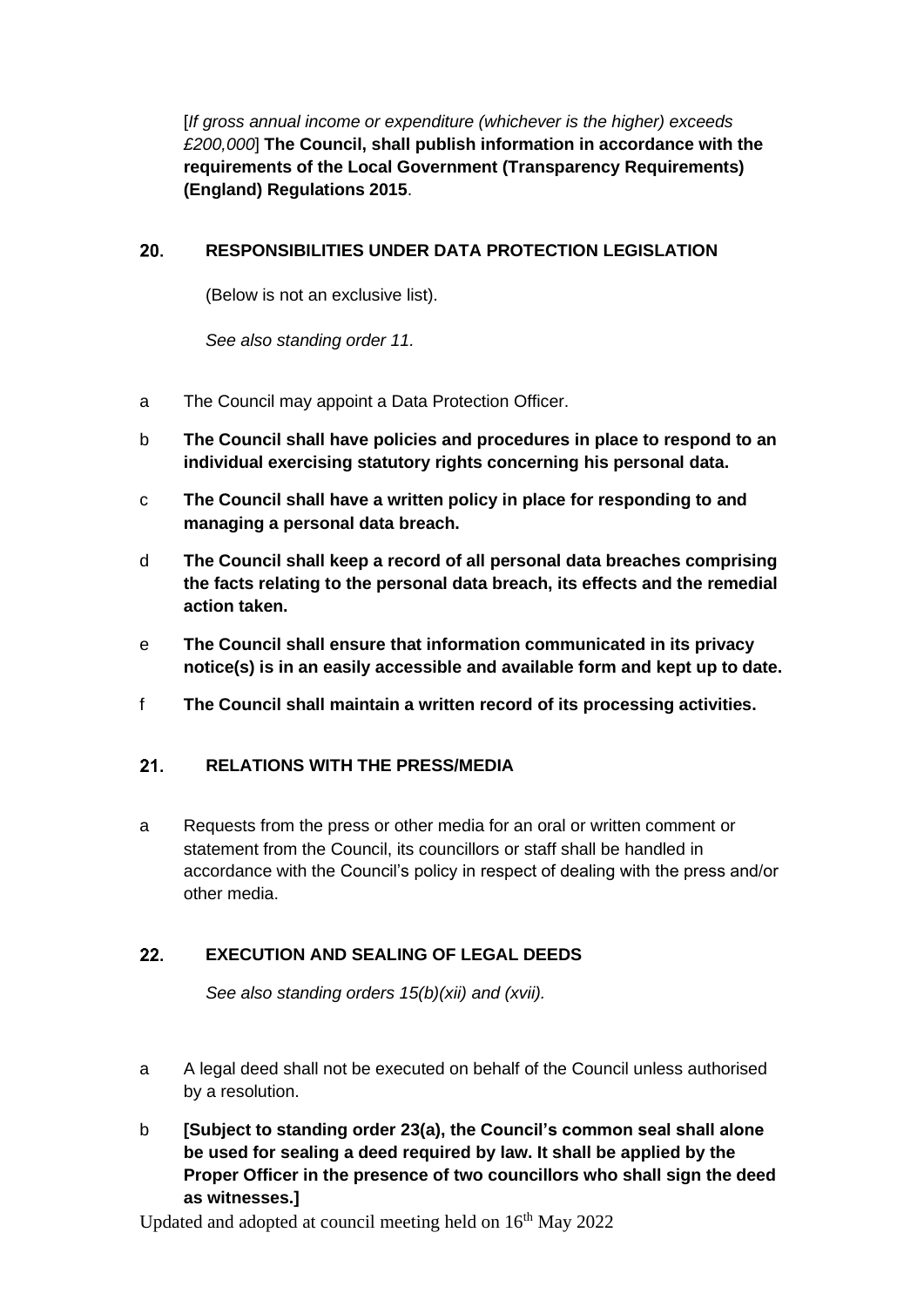[*If gross annual income or expenditure (whichever is the higher) exceeds £200,000*] **The Council, shall publish information in accordance with the requirements of the Local Government (Transparency Requirements) (England) Regulations 2015**.

## 20. RESPONSIBILITIES UNDER DATA PROTECTION LEGISLATION

(Below is not an exclusive list).

*See also standing order 11.*

a The Council may appoint a Data Protection Officer.

b **The Council shall have policies and procedures in place to respond to an individual exercising statutory rights concerning his personal data.**

c **The Council shall have a written policy in place for responding to and managing a personal data breach.**

d **The Council shall keep a record of all personal data breaches comprising the facts relating to the personal data breach, its effects and the remedial action taken.**

e **The Council shall ensure that information communicated in its privacy notice(s) is in an easily accessible and available form and kept up to date.**

f **The Council shall maintain a written record of its processing activities.**

## 21. RELATIONS WITH THE PRESS/MEDIA

a Requests from the press or other media for an oral or written comment or statement from the Council, its councillors or staff shall be handled in accordance with the Council's policy in respect of dealing with the press and/or other media.

## 22. EXECUTION AND SEALING OF LEGAL DEEDS

*See also standing orders 15(b)(xii) and (xvii).*

a A legal deed shall not be executed on behalf of the Council unless authorised by a resolution.

b **[Subject to standing order 23(a), the Council's common seal shall alone be used for sealing a deed required by law. It shall be applied by the Proper Officer in the presence of two councillors who shall sign the deed as witnesses.]**

Updated and adopted at council meeting held on 16th May 2022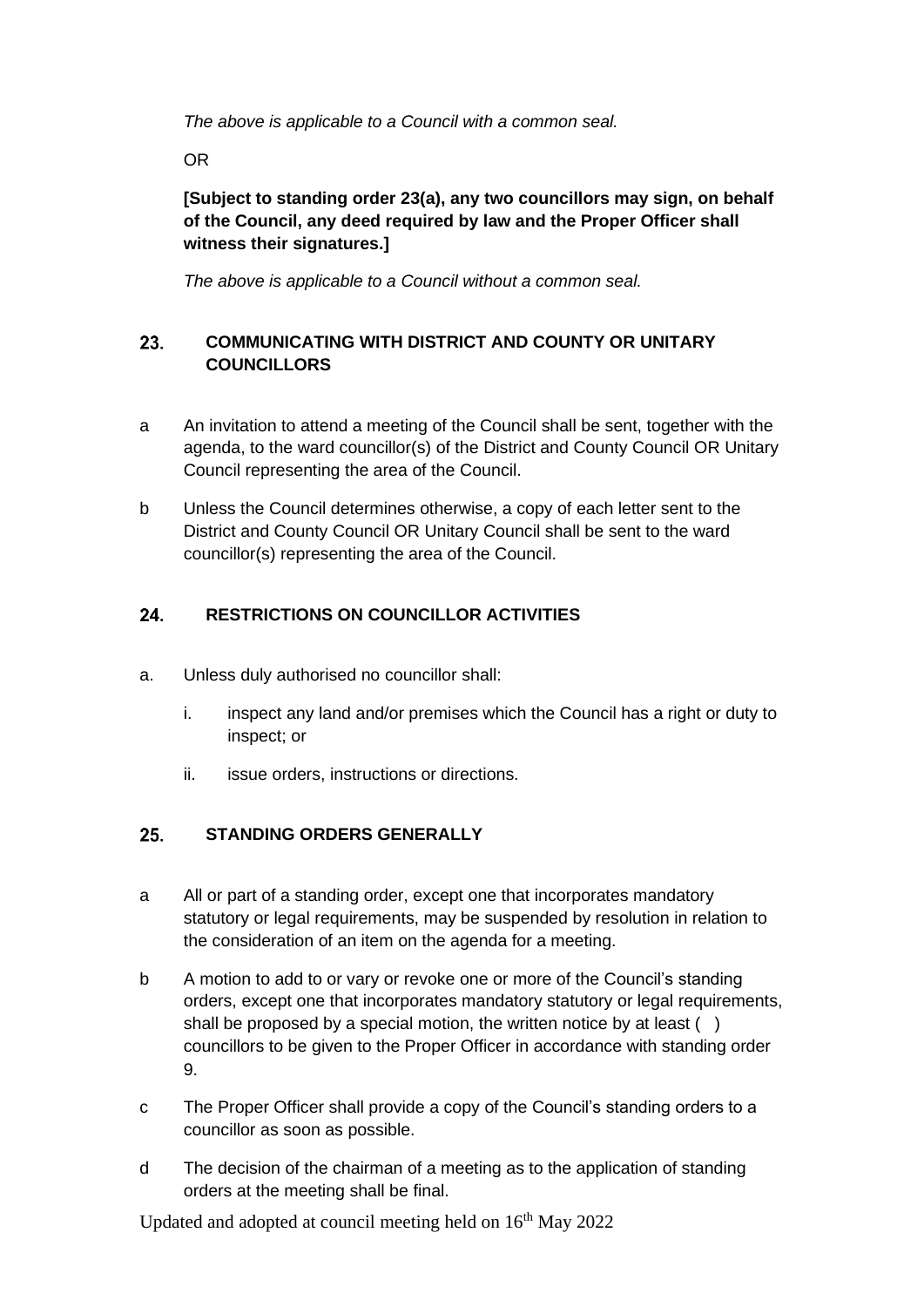*The above is applicable to a Council with a common seal.*

OR

**[Subject to standing order 23(a), any two councillors may sign, on behalf of the Council, any deed required by law and the Proper Officer shall witness their signatures.]**

*The above is applicable to a Council without a common seal.*

## 23. COMMUNICATING WITH DISTRICT AND COUNTY OR UNITARY COUNCILLORS

a An invitation to attend a meeting of the Council shall be sent, together with the agenda, to the ward councillor(s) of the District and County Council OR Unitary Council representing the area of the Council.

b Unless the Council determines otherwise, a copy of each letter sent to the District and County Council OR Unitary Council shall be sent to the ward councillor(s) representing the area of the Council.

## 24. RESTRICTIONS ON COUNCILLOR ACTIVITIES

a. Unless duly authorised no councillor shall:

   i. inspect any land and/or premises which the Council has a right or duty to inspect; or

   ii. issue orders, instructions or directions.

## 25. STANDING ORDERS GENERALLY

a All or part of a standing order, except one that incorporates mandatory statutory or legal requirements, may be suspended by resolution in relation to the consideration of an item on the agenda for a meeting.

b A motion to add to or vary or revoke one or more of the Council's standing orders, except one that incorporates mandatory statutory or legal requirements, shall be proposed by a special motion, the written notice by at least ( ) councillors to be given to the Proper Officer in accordance with standing order 9.

c The Proper Officer shall provide a copy of the Council's standing orders to a councillor as soon as possible.

d The decision of the chairman of a meeting as to the application of standing orders at the meeting shall be final.

Updated and adopted at council meeting held on 16th May 2022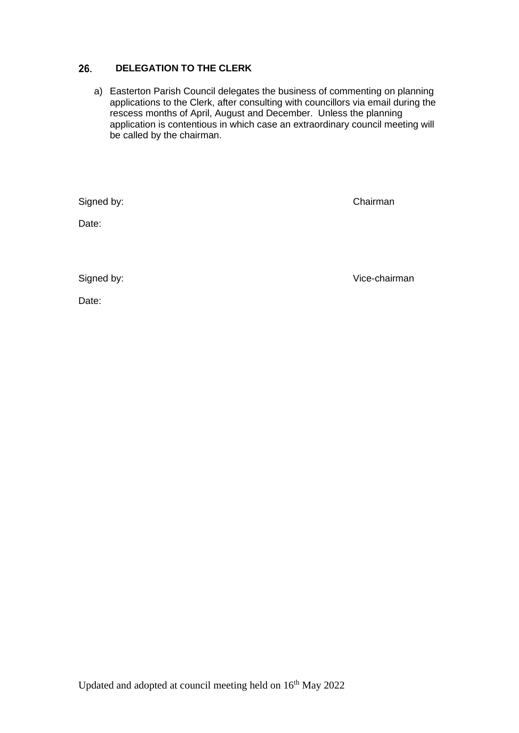## 26. DELEGATION TO THE CLERK

a) Easterton Parish Council delegates the business of commenting on planning applications to the Clerk, after consulting with councillors via email during the rescess months of April, August and December. Unless the planning application is contentious in which case an extraordinary council meeting will be called by the chairman.

Signed by: Chairman

Date:

Signed by: Vice-chairman

Date:

Updated and adopted at council meeting held on 16th May 2022